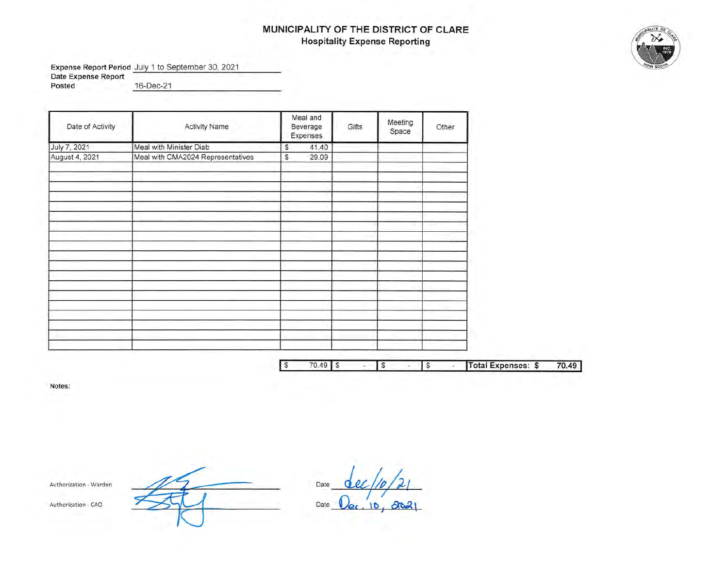# MUNICIPALITY OF THE DISTRICT OF CLARE

## Hospitality Expense Reporting

**Expense Report Period** July 1 to September 30, 2021

**Date Expense Report Posted** 16-Dec-21

| Date of Activity | Activity Name | Meal and Beverage Expenses | Gifts | Meeting Space | Other |
|---|---|---|---|---|---|
| July 7, 2021 | Meal with Minister Diab | $ 41.40 | | | |
| August 4, 2021 | Meal with CMA2024 Representatives | $ 29.09 | | | |
| | | | | | |
| | | $ 70.49 | $ - | $ - | $ - |

**Total Expenses: $ 70.49**

**Notes:**

Authorization - Warden _______________ Date Dec/10/21

Authorization - CAO _______________ Date Dec. 10, 2021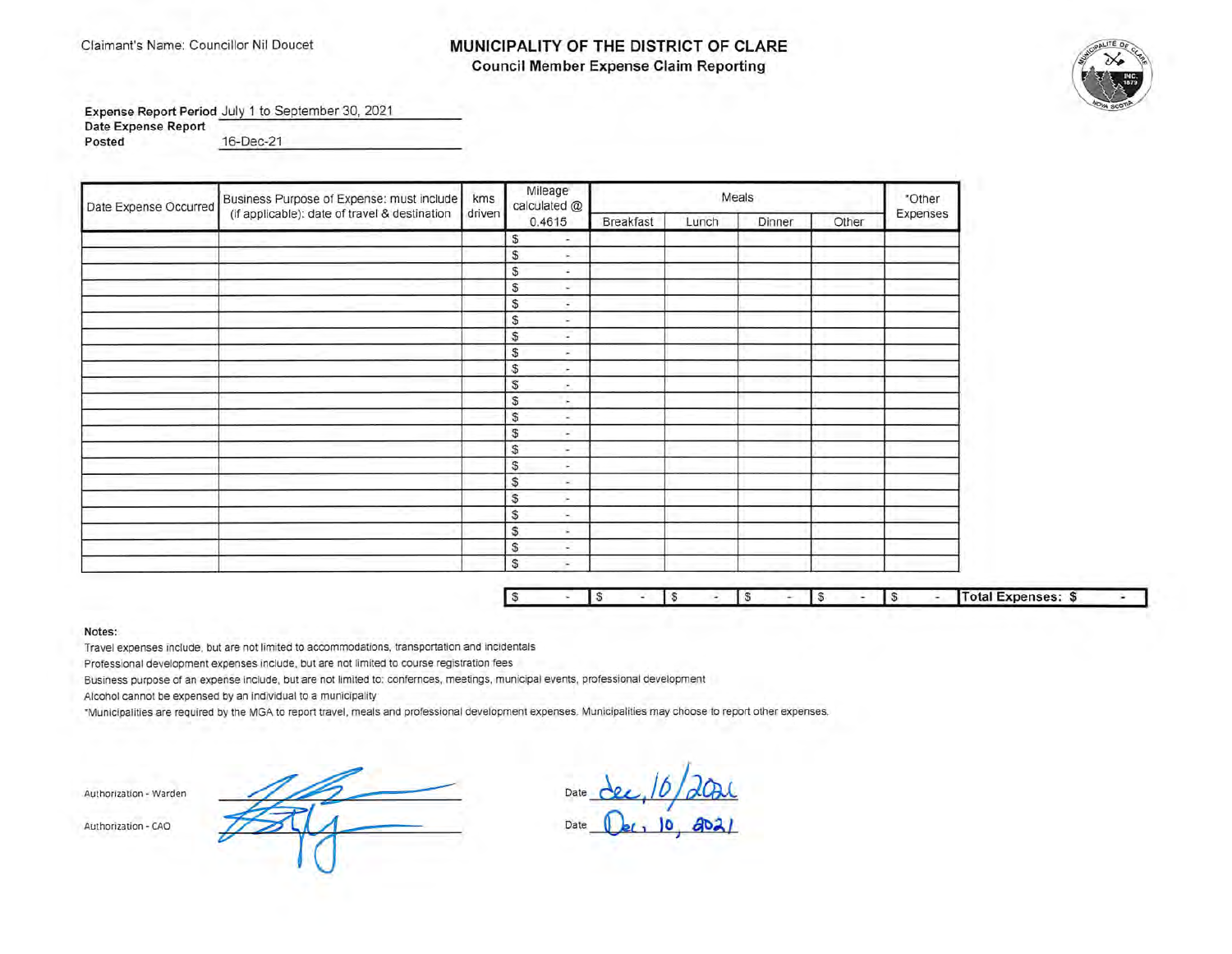Claimant's Name: Councillor Nil Doucet

# MUNICIPALITY OF THE DISTRICT OF CLARE

## Council Member Expense Claim Reporting

**Expense Report Period** July 1 to September 30, 2021

**Date Expense Report Posted** 16-Dec-21

| Date Expense Occurred | Business Purpose of Expense: must include (if applicable): date of travel & destination | kms driven | Mileage calculated @ 0.4615 | Meals | | | | *Other Expenses |
|---|---|---|---|---|---|---|---|---|
| | | | | Breakfast | Lunch | Dinner | Other | |
| | | | $ - | | | | | |
| | | | $ - | | | | | |
| | | | $ - | | | | | |
| | | | $ - | | | | | |
| | | | $ - | | | | | |
| | | | $ - | | | | | |
| | | | $ - | | | | | |
| | | | $ - | | | | | |
| | | | $ - | | | | | |
| | | | $ - | | | | | |
| | | | $ - | | | | | |
| | | | $ - | | | | | |
| | | | $ - | | | | | |
| | | | $ - | | | | | |
| | | | $ - | | | | | |
| | | | $ - | | | | | |
| | | | $ - | | | | | |
| | | | $ - | | | | | |
| | | | $ - | | | | | |
| | | | $ - | | | | | |
| | | | $ - | | | | | |
| | | | $ - | $ - | $ - | $ - | $ - | $ - |

**Total Expenses: $ -**

**Notes:**

Travel expenses include, but are not limited to accommodations, transportation and incidentals

Professional development expenses include, but are not limited to course registration fees

Business purpose of an expense include, but are not limited to: confernces, meetings, municipal events, professional development

Alcohol cannot be expensed by an individual to a municipality

*Municipalities are required by the MGA to report travel, meals and professional development expenses. Municipalities may choose to report other expenses.

Authorization - Warden _______________ Date Dec, 10/2021

Authorization - CAO _______________ Date Dec, 10, 2021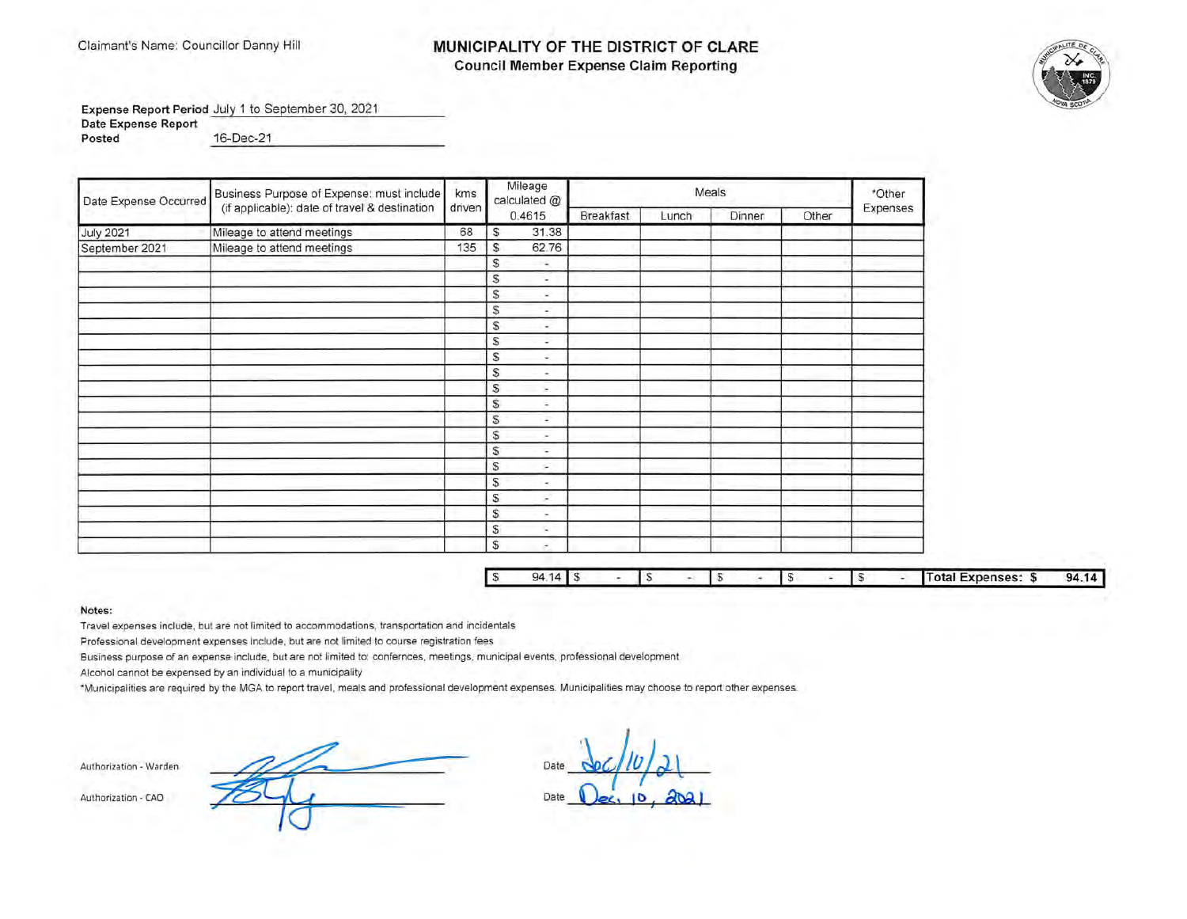Claimant's Name: Councillor Danny Hill

# MUNICIPALITY OF THE DISTRICT OF CLARE

## Council Member Expense Claim Reporting

**Expense Report Period** July 1 to September 30, 2021

**Date Expense Report Posted** 16-Dec-21

| Date Expense Occurred | Business Purpose of Expense: must include (if applicable): date of travel & destination | kms driven | Mileage calculated @ 0.4615 | Meals | | | | *Other Expenses |
|---|---|---|---|---|---|---|---|---|
| | | | | Breakfast | Lunch | Dinner | Other | |
| July 2021 | Mileage to attend meetings | 68 | $ 31.38 | | | | | |
| September 2021 | Mileage to attend meetings | 135 | $ 62.76 | | | | | |
| | | | $ - | | | | | |
| | | | $ - | | | | | |
| | | | $ - | | | | | |
| | | | $ - | | | | | |
| | | | $ - | | | | | |
| | | | $ - | | | | | |
| | | | $ - | | | | | |
| | | | $ - | | | | | |
| | | | $ - | | | | | |
| | | | $ - | | | | | |
| | | | $ - | | | | | |
| | | | $ - | | | | | |
| | | | $ - | | | | | |
| | | | $ - | | | | | |
| | | | $ - | | | | | |
| | | | $ - | | | | | |
| | | | $ - | | | | | |
| | | | $ - | | | | | |
| | | | $ - | | | | | |
| | | | $ 94.14 | $ - | $ - | $ - | $ - | $ - |

**Total Expenses: $ 94.14**

**Notes:**

Travel expenses include, but are not limited to accommodations, transportation and incidentals

Professional development expenses include, but are not limited to course registration fees

Business purpose of an expense include, but are not limited to: confernces, meetings, municipal events, professional development

Alcohol cannot be expensed by an individual to a municipality

*Municipalities are required by the MGA to report travel, meals and professional development expenses. Municipalities may choose to report other expenses.

Authorization - Warden [signature] Date Dec/10/21

Authorization - CAO [signature] Date Dec. 10, 2021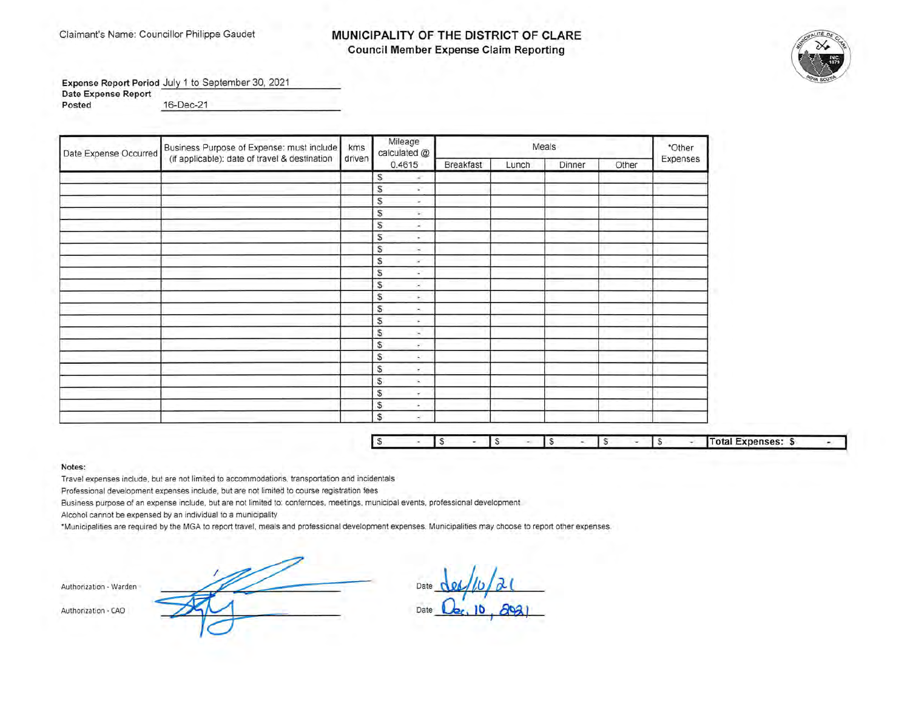Claimant's Name: Councillor Philippe Gaudet

# MUNICIPALITY OF THE DISTRICT OF CLARE

## Council Member Expense Claim Reporting

**Expense Report Period** July 1 to September 30, 2021

**Date Expense Report Posted** 16-Dec-21

| Date Expense Occurred | Business Purpose of Expense: must include (if applicable): date of travel & destination | kms driven | Mileage calculated @ 0.4615 | Meals | | | | *Other Expenses |
|---|---|---|---|---|---|---|---|---|
| | | | | Breakfast | Lunch | Dinner | Other | |
| | | | $ - | | | | | |
| | | | $ - | | | | | |
| | | | $ - | | | | | |
| | | | $ - | | | | | |
| | | | $ - | | | | | |
| | | | $ - | | | | | |
| | | | $ - | | | | | |
| | | | $ - | | | | | |
| | | | $ - | | | | | |
| | | | $ - | | | | | |
| | | | $ - | | | | | |
| | | | $ - | | | | | |
| | | | $ - | | | | | |
| | | | $ - | | | | | |
| | | | $ - | | | | | |
| | | | $ - | | | | | |
| | | | $ - | | | | | |
| | | | $ - | | | | | |
| | | | $ - | | | | | |
| | | | $ - | | | | | |
| | | | $ - | | | | | |
| | | | $ - | $ - | $ - | $ - | $ - | $ - |

**Total Expenses: $ -**

**Notes:**

Travel expenses include, but are not limited to accommodations, transportation and incidentals

Professional development expenses include, but are not limited to course registration fees

Business purpose of an expense include, but are not limited to: confernces, meetings, municipal events, professional development

Alcohol cannot be expensed by an individual to a municipality

*Municipalities are required by the MGA to report travel, meals and professional development expenses. Municipalities may choose to report other expenses.

Authorization - Warden _________________ Date Dec/10/21

Authorization - CAO _________________ Date Dec. 10, 2021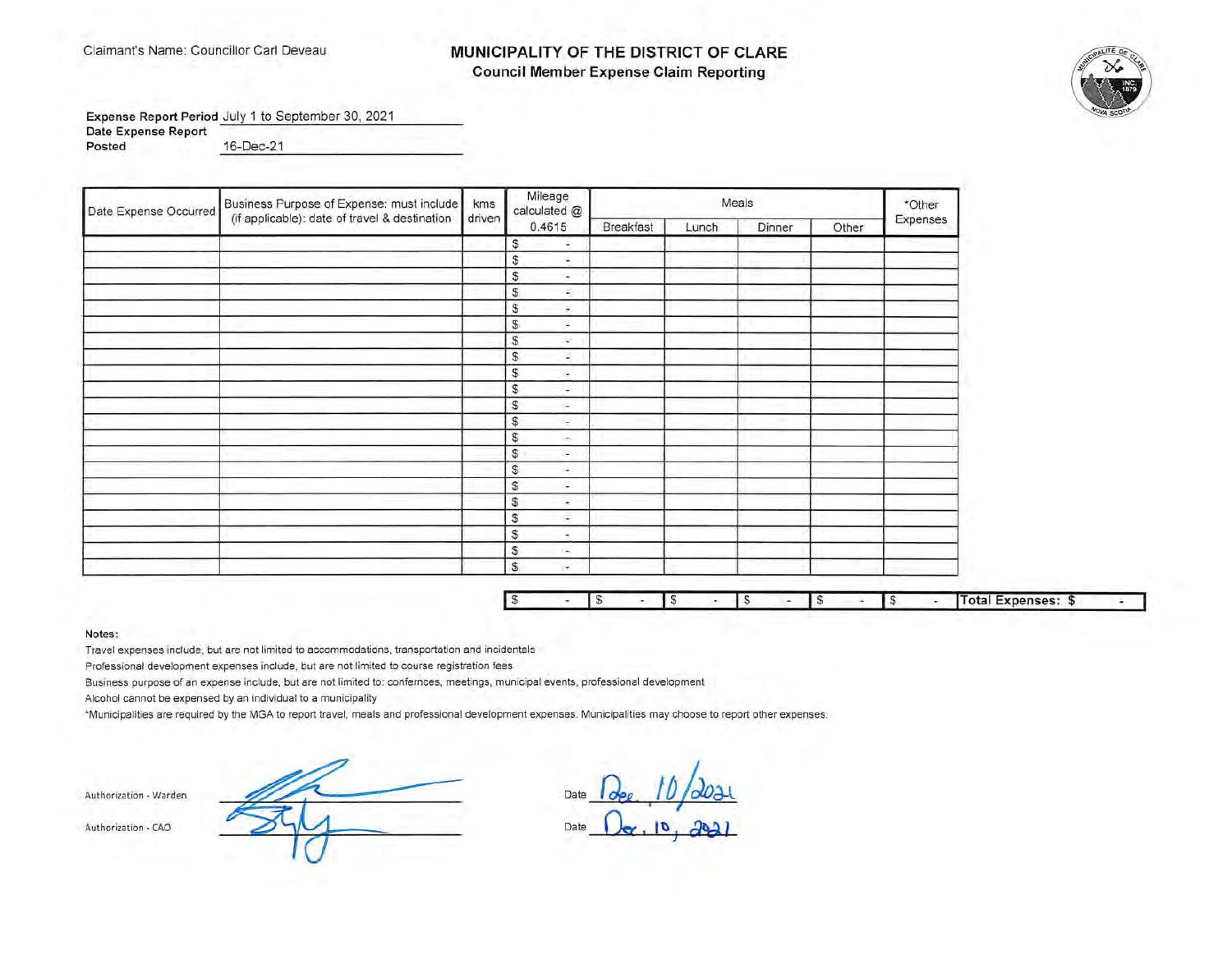Claimant's Name: Councillor Carl Deveau

# MUNICIPALITY OF THE DISTRICT OF CLARE

## Council Member Expense Claim Reporting

**Expense Report Period** July 1 to September 30, 2021

**Date Expense Report Posted** 16-Dec-21

| Date Expense Occurred | Business Purpose of Expense: must include (if applicable): date of travel & destination | kms driven | Mileage calculated @ 0.4615 | Meals | | | | *Other Expenses |
|---|---|---|---|---|---|---|---|---|
| | | | | Breakfast | Lunch | Dinner | Other | |
| | | | $ - | | | | | |
| | | | $ - | | | | | |
| | | | $ - | | | | | |
| | | | $ - | | | | | |
| | | | $ - | | | | | |
| | | | $ - | | | | | |
| | | | $ - | | | | | |
| | | | $ - | | | | | |
| | | | $ - | | | | | |
| | | | $ - | | | | | |
| | | | $ - | | | | | |
| | | | $ - | | | | | |
| | | | $ - | | | | | |
| | | | $ - | | | | | |
| | | | $ - | | | | | |
| | | | $ - | | | | | |
| | | | $ - | | | | | |
| | | | $ - | | | | | |
| | | | $ - | | | | | |
| | | | $ - | | | | | |
| | | | $ - | | | | | |
| | | | $ - | $ - | $ - | $ - | $ - | $ - |

**Total Expenses: $ -**

**Notes:**

Travel expenses include, but are not limited to accommodations, transportation and incidentals

Professional development expenses include, but are not limited to course registration fees

Business purpose of an expense include, but are not limited to: confernces, meetings, municipal events, professional development

Alcohol cannot be expensed by an individual to a municipality

*Municipalities are required by the MGA to report travel, meals and professional development expenses. Municipalities may choose to report other expenses.

Authorization - Warden [signature] Date Dec. 10/2021

Authorization - CAO [signature] Date Dec. 10, 2021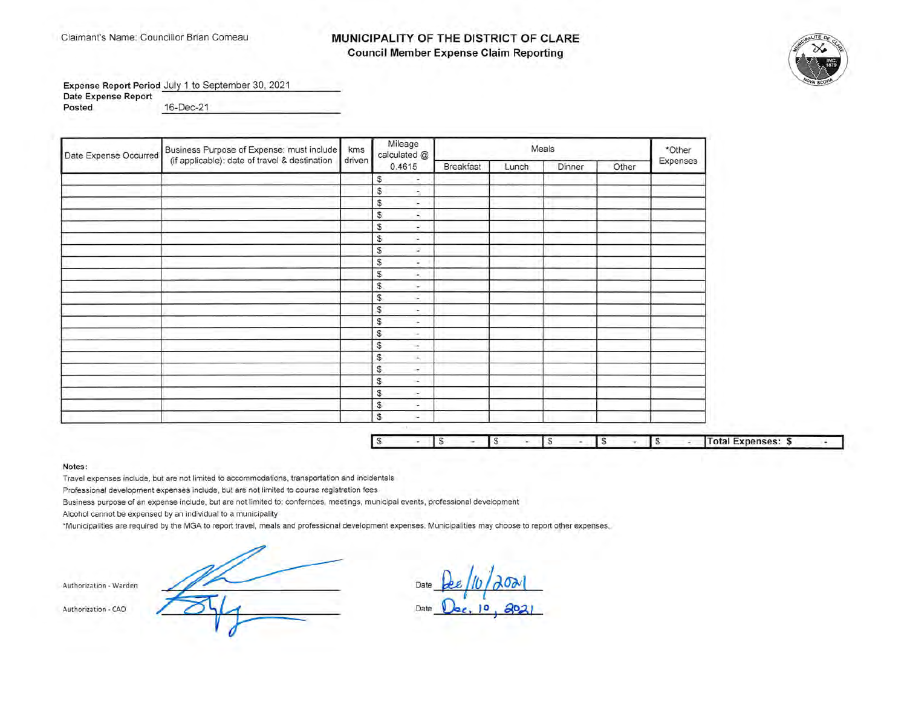Claimant's Name: Councillor Brian Comeau

# MUNICIPALITY OF THE DISTRICT OF CLARE

## Council Member Expense Claim Reporting

**Expense Report Period** July 1 to September 30, 2021

**Date Expense Report Posted** 16-Dec-21

| Date Expense Occurred | Business Purpose of Expense: must include (if applicable): date of travel & destination | kms driven | Mileage calculated @ 0.4615 | Meals | | | | *Other Expenses |
|---|---|---|---|---|---|---|---|---|
| | | | | Breakfast | Lunch | Dinner | Other | |
| | | | $ - | | | | | |
| | | | $ - | | | | | |
| | | | $ - | | | | | |
| | | | $ - | | | | | |
| | | | $ - | | | | | |
| | | | $ - | | | | | |
| | | | $ - | | | | | |
| | | | $ - | | | | | |
| | | | $ - | | | | | |
| | | | $ - | | | | | |
| | | | $ - | | | | | |
| | | | $ - | | | | | |
| | | | $ - | | | | | |
| | | | $ - | | | | | |
| | | | $ - | | | | | |
| | | | $ - | | | | | |
| | | | $ - | | | | | |
| | | | $ - | | | | | |
| | | | $ - | | | | | |
| | | | $ - | | | | | |
| | | | $ - | | | | | |
| | | | $ - | $ - | $ - | $ - | $ - | $ - |

**Total Expenses: $ -**

**Notes:**

Travel expenses include, but are not limited to accommodations, transportation and incidentals

Professional development expenses include, but are not limited to course registration fees

Business purpose of an expense include, but are not limited to: confernces, meetings, municipal events, professional development

Alcohol cannot be expensed by an individual to a municipality

*Municipalities are required by the MGA to report travel, meals and professional development expenses. Municipalities may choose to report other expenses.

Authorization - Warden ____________ Date Dec/10/2021

Authorization - CAO ____________ Date Dec. 10, 2021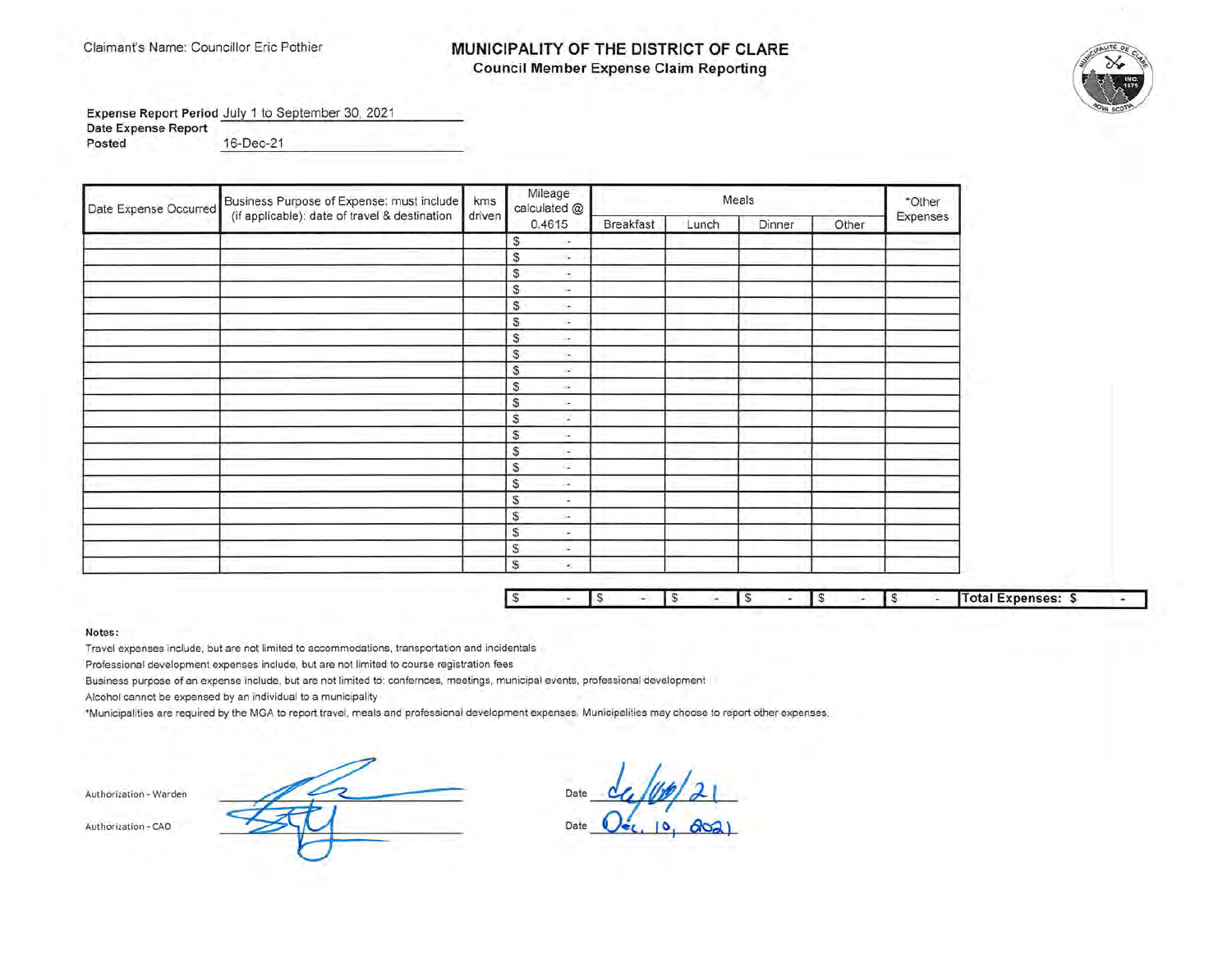Claimant's Name: Councillor Eric Pothier

# MUNICIPALITY OF THE DISTRICT OF CLARE

## Council Member Expense Claim Reporting

**Expense Report Period** July 1 to September 30, 2021

**Date Expense Report Posted** 16-Dec-21

| Date Expense Occurred | Business Purpose of Expense: must include (if applicable): date of travel & destination | kms driven | Mileage calculated @ 0.4615 | Meals | | | | *Other Expenses |
|---|---|---|---|---|---|---|---|---|
| | | | | Breakfast | Lunch | Dinner | Other | |
| | | | $ - | | | | | |
| | | | $ - | | | | | |
| | | | $ - | | | | | |
| | | | $ - | | | | | |
| | | | $ - | | | | | |
| | | | $ - | | | | | |
| | | | $ - | | | | | |
| | | | $ - | | | | | |
| | | | $ - | | | | | |
| | | | $ - | | | | | |
| | | | $ - | | | | | |
| | | | $ - | | | | | |
| | | | $ - | | | | | |
| | | | $ - | | | | | |
| | | | $ - | | | | | |
| | | | $ - | | | | | |
| | | | $ - | | | | | |
| | | | $ - | | | | | |
| | | | $ - | | | | | |
| | | | $ - | | | | | |
| | | | $ - | | | | | |
| | | | $ - | $ - | $ - | $ - | $ - | $ - |

**Total Expenses: $ -**

**Notes:**

Travel expenses include, but are not limited to accommodations, transportation and incidentals

Professional development expenses include, but are not limited to course registration fees

Business purpose of an expense include, but are not limited to: confernces, meetings, municipal events, professional development

Alcohol cannot be expensed by an individual to a municipality

*Municipalities are required by the MGA to report travel, meals and professional development expenses. Municipalities may choose to report other expenses.

Authorization - Warden ______________ Date 14/12/21

Authorization - CAO ______________ Date Dec. 10, 2021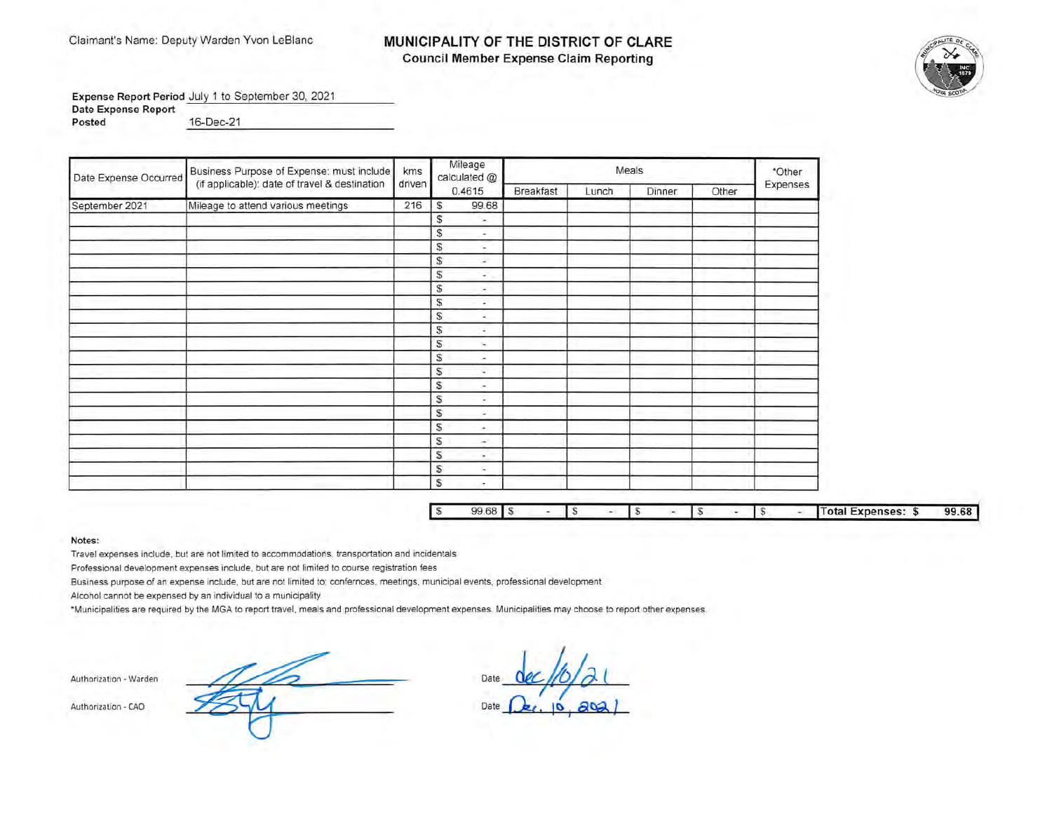Claimant's Name: Deputy Warden Yvon LeBlanc

# MUNICIPALITY OF THE DISTRICT OF CLARE

## Council Member Expense Claim Reporting

**Expense Report Period** July 1 to September 30, 2021

**Date Expense Report Posted** 16-Dec-21

| Date Expense Occurred | Business Purpose of Expense: must include (if applicable): date of travel & destination | kms driven | Mileage calculated @ 0.4615 | Meals | | | | *Other Expenses |
|---|---|---|---|---|---|---|---|---|
| | | | | Breakfast | Lunch | Dinner | Other | |
| September 2021 | Mileage to attend various meetings | 216 | $ 99.68 | | | | | |
| | | | $ - | | | | | |
| | | | $ - | | | | | |
| | | | $ - | | | | | |
| | | | $ - | | | | | |
| | | | $ - | | | | | |
| | | | $ - | | | | | |
| | | | $ - | | | | | |
| | | | $ - | | | | | |
| | | | $ - | | | | | |
| | | | $ - | | | | | |
| | | | $ - | | | | | |
| | | | $ - | | | | | |
| | | | $ - | | | | | |
| | | | $ - | | | | | |
| | | | $ - | | | | | |
| | | | $ - | | | | | |
| | | | $ - | | | | | |
| | | | $ - | | | | | |
| | | | $ - | | | | | |
| | | | $ - | | | | | |
| | | | $ 99.68 | $ - | $ - | $ - | $ - | $ - |

**Total Expenses: $ 99.68**

**Notes:**

Travel expenses include, but are not limited to accommodations, transportation and incidentals

Professional development expenses include, but are not limited to course registration fees

Business purpose of an expense include, but are not limited to: confernces, meetings, municipal events, professional development

Alcohol cannot be expensed by an individual to a municipality

*Municipalities are required by the MGA to report travel, meals and professional development expenses. Municipalities may choose to report other expenses.

Authorization - Warden ____________ Date dec/10/21

Authorization - CAO ____________ Date Dec. 10, 2021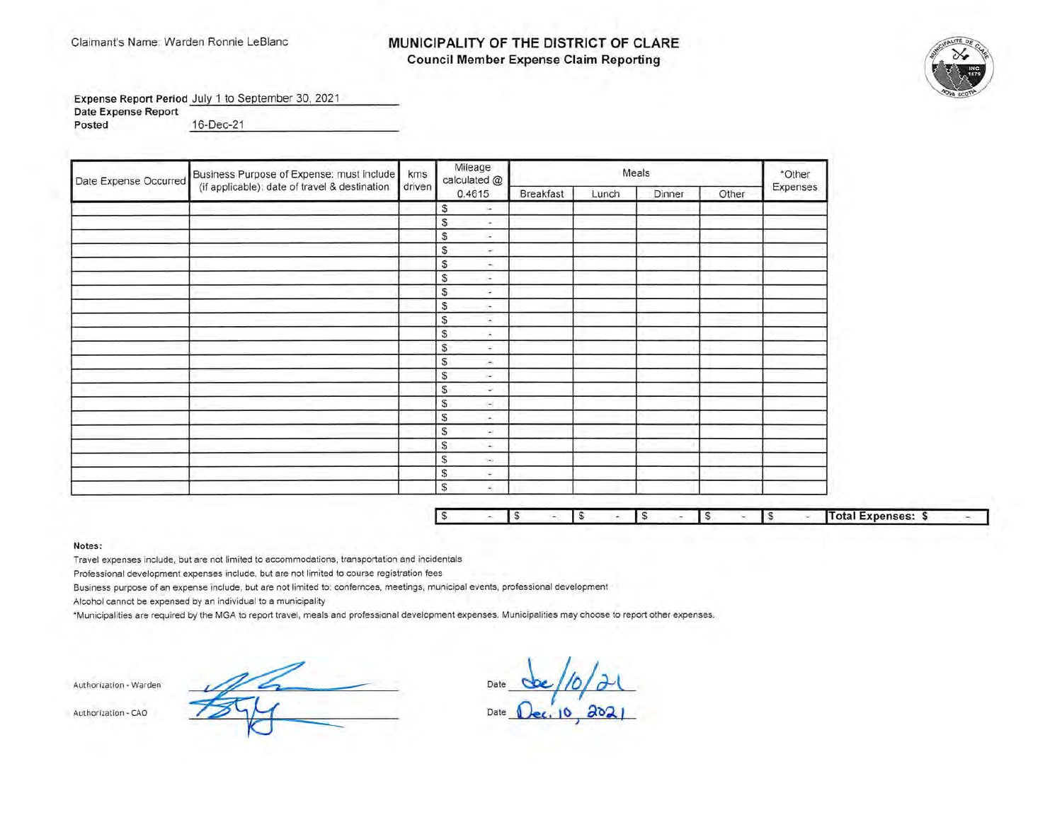Claimant's Name: Warden Ronnie LeBlanc

# MUNICIPALITY OF THE DISTRICT OF CLARE

## Council Member Expense Claim Reporting

**Expense Report Period** July 1 to September 30, 2021

**Date Expense Report Posted** 16-Dec-21

| Date Expense Occurred | Business Purpose of Expense: must include (if applicable): date of travel & destination | kms driven | Mileage calculated @ 0.4615 | Meals | | | | *Other Expenses |
|---|---|---|---|---|---|---|---|---|
| | | | | Breakfast | Lunch | Dinner | Other | |
| | | | $ - | | | | | |
| | | | $ - | | | | | |
| | | | $ - | | | | | |
| | | | $ - | | | | | |
| | | | $ - | | | | | |
| | | | $ - | | | | | |
| | | | $ - | | | | | |
| | | | $ - | | | | | |
| | | | $ - | | | | | |
| | | | $ - | | | | | |
| | | | $ - | | | | | |
| | | | $ - | | | | | |
| | | | $ - | | | | | |
| | | | $ - | | | | | |
| | | | $ - | | | | | |
| | | | $ - | | | | | |
| | | | $ - | | | | | |
| | | | $ - | | | | | |
| | | | $ - | | | | | |
| | | | $ - | | | | | |
| | | | $ - | | | | | |
| | | | $ - | $ - | $ - | $ - | $ - | $ - |

**Total Expenses: $ -**

**Notes:**

Travel expenses include, but are not limited to accommodations, transportation and incidentals

Professional development expenses include, but are not limited to course registration fees

Business purpose of an expense include, but are not limited to: confernces, meetings, municipal events, professional development

Alcohol cannot be expensed by an individual to a municipality

*Municipalities are required by the MGA to report travel, meals and professional development expenses. Municipalities may choose to report other expenses.

Authorization - Warden _______________ Date Dec/10/21

Authorization - CAO _______________ Date Dec. 10, 2021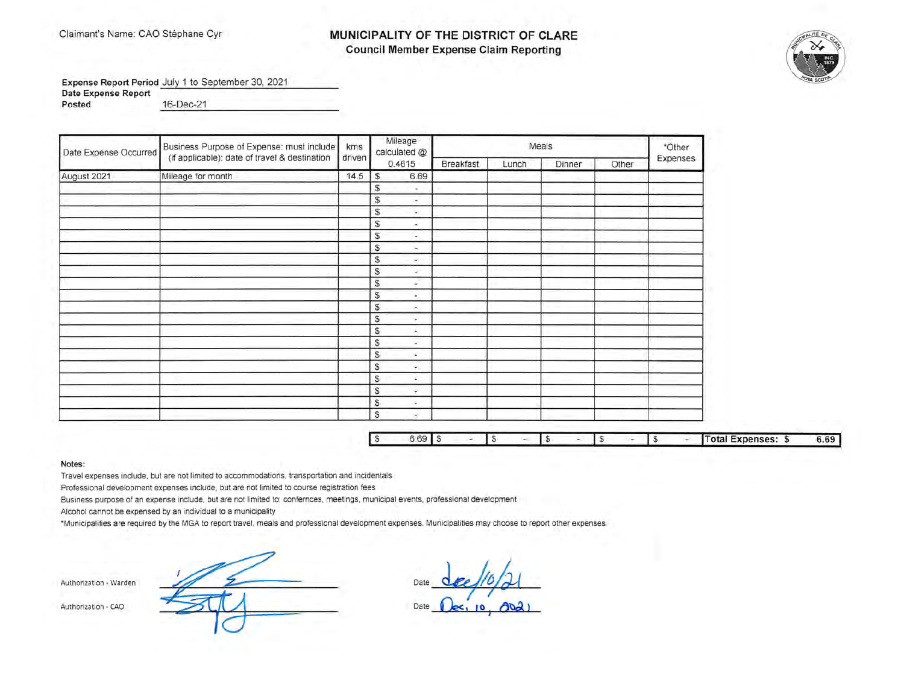Claimant's Name: CAO Stéphane Cyr

# MUNICIPALITY OF THE DISTRICT OF CLARE

## Council Member Expense Claim Reporting

**Expense Report Period** July 1 to September 30, 2021

**Date Expense Report Posted** 16-Dec-21

| Date Expense Occurred | Business Purpose of Expense: must include (if applicable): date of travel & destination | kms driven | Mileage calculated @ 0.4615 | Meals | | | | *Other Expenses |
|---|---|---|---|---|---|---|---|---|
| | | | | Breakfast | Lunch | Dinner | Other | |
| August 2021 | Mileage for month | 14.5 | $ 6.69 | | | | | |
| | | | $ - | | | | | |
| | | | $ - | | | | | |
| | | | $ - | | | | | |
| | | | $ - | | | | | |
| | | | $ - | | | | | |
| | | | $ - | | | | | |
| | | | $ - | | | | | |
| | | | $ - | | | | | |
| | | | $ - | | | | | |
| | | | $ - | | | | | |
| | | | $ - | | | | | |
| | | | $ - | | | | | |
| | | | $ - | | | | | |
| | | | $ - | | | | | |
| | | | $ - | | | | | |
| | | | $ - | | | | | |
| | | | $ - | | | | | |
| | | | $ - | | | | | |
| | | | $ - | | | | | |
| | | | $ - | | | | | |
| | | | $ 6.69 | $ - | $ - | $ - | $ - | $ - |

**Total Expenses: $ 6.69**

**Notes:**

Travel expenses include, but are not limited to accommodations, transportation and incidentals

Professional development expenses include, but are not limited to course registration fees

Business purpose of an expense include, but are not limited to: confernces, meetings, municipal events, professional development

Alcohol cannot be expensed by an individual to a municipality

*Municipalities are required by the MGA to report travel, meals and professional development expenses. Municipalities may choose to report other expenses.

Authorization - Warden ______________ Date dec/10/21

Authorization - CAO ______________ Date Dec. 10, 2021